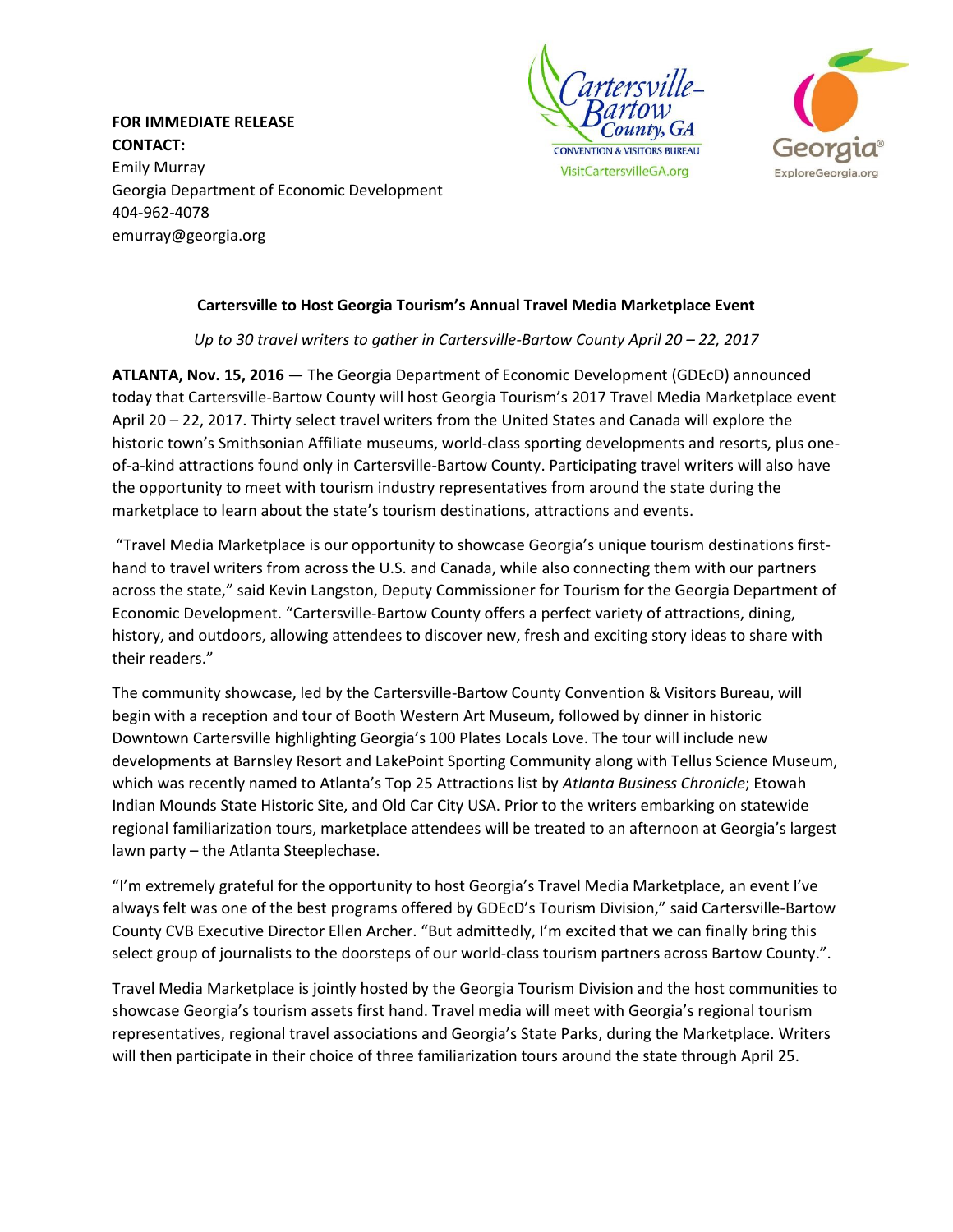**FOR IMMEDIATE RELEASE**
**CONTACT:**
Emily Murray
Georgia Department of Economic Development
404-962-4078
emurray@georgia.org

Cartersville-Bartow County, GA
CONVENTION & VISITORS BUREAU
VisitCartersvilleGA.org

Georgia®
ExploreGeorgia.org

## Cartersville to Host Georgia Tourism's Annual Travel Media Marketplace Event

*Up to 30 travel writers to gather in Cartersville-Bartow County April 20 – 22, 2017*

**ATLANTA, Nov. 15, 2016 —** The Georgia Department of Economic Development (GDEcD) announced today that Cartersville-Bartow County will host Georgia Tourism's 2017 Travel Media Marketplace event April 20 – 22, 2017. Thirty select travel writers from the United States and Canada will explore the historic town's Smithsonian Affiliate museums, world-class sporting developments and resorts, plus one-of-a-kind attractions found only in Cartersville-Bartow County. Participating travel writers will also have the opportunity to meet with tourism industry representatives from around the state during the marketplace to learn about the state's tourism destinations, attractions and events.

"Travel Media Marketplace is our opportunity to showcase Georgia's unique tourism destinations first-hand to travel writers from across the U.S. and Canada, while also connecting them with our partners across the state," said Kevin Langston, Deputy Commissioner for Tourism for the Georgia Department of Economic Development. "Cartersville-Bartow County offers a perfect variety of attractions, dining, history, and outdoors, allowing attendees to discover new, fresh and exciting story ideas to share with their readers."

The community showcase, led by the Cartersville-Bartow County Convention & Visitors Bureau, will begin with a reception and tour of Booth Western Art Museum, followed by dinner in historic Downtown Cartersville highlighting Georgia's 100 Plates Locals Love. The tour will include new developments at Barnsley Resort and LakePoint Sporting Community along with Tellus Science Museum, which was recently named to Atlanta's Top 25 Attractions list by *Atlanta Business Chronicle*; Etowah Indian Mounds State Historic Site, and Old Car City USA. Prior to the writers embarking on statewide regional familiarization tours, marketplace attendees will be treated to an afternoon at Georgia's largest lawn party – the Atlanta Steeplechase.

"I'm extremely grateful for the opportunity to host Georgia's Travel Media Marketplace, an event I've always felt was one of the best programs offered by GDEcD's Tourism Division," said Cartersville-Bartow County CVB Executive Director Ellen Archer. "But admittedly, I'm excited that we can finally bring this select group of journalists to the doorsteps of our world-class tourism partners across Bartow County.".

Travel Media Marketplace is jointly hosted by the Georgia Tourism Division and the host communities to showcase Georgia's tourism assets first hand. Travel media will meet with Georgia's regional tourism representatives, regional travel associations and Georgia's State Parks, during the Marketplace. Writers will then participate in their choice of three familiarization tours around the state through April 25.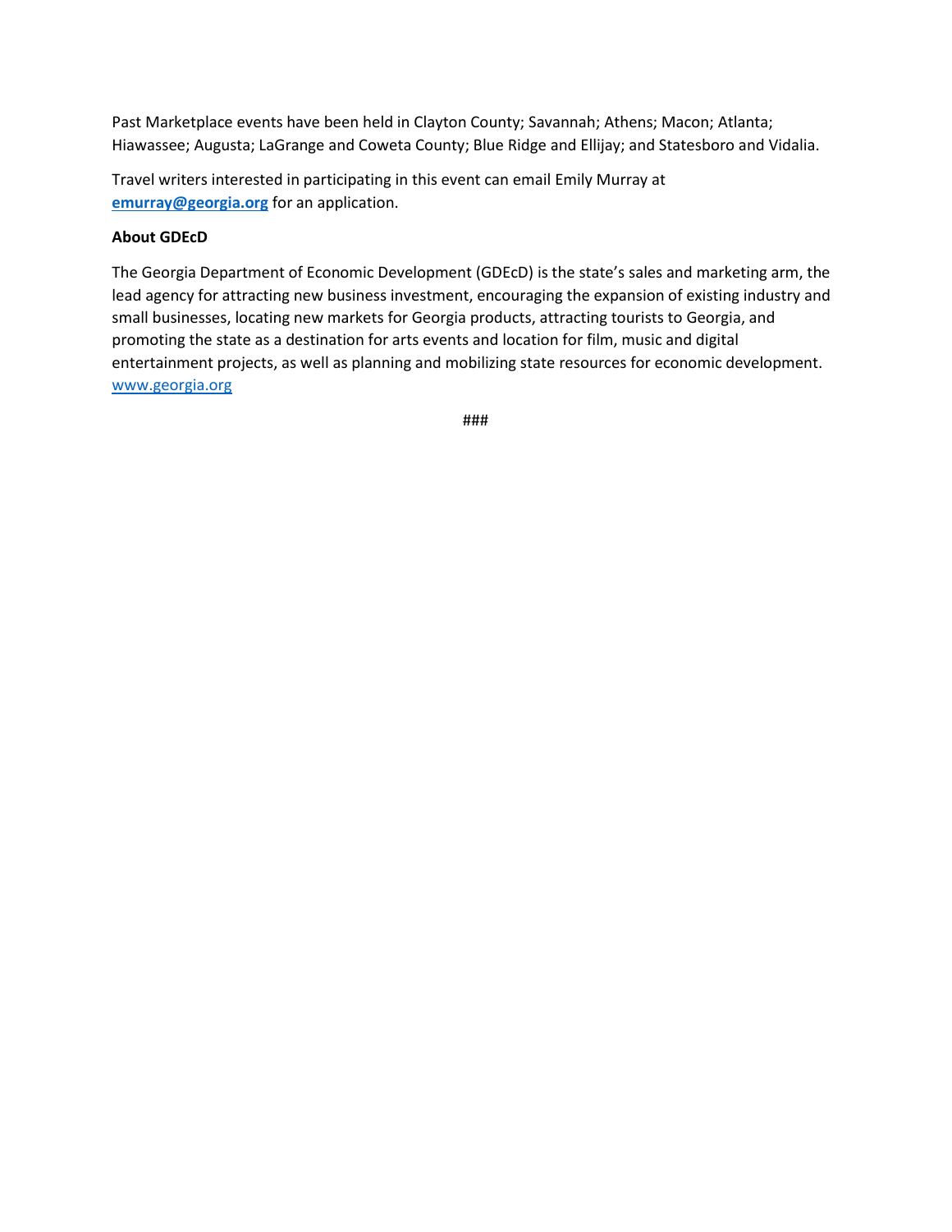Past Marketplace events have been held in Clayton County; Savannah; Athens; Macon; Atlanta; Hiawassee; Augusta; LaGrange and Coweta County; Blue Ridge and Ellijay; and Statesboro and Vidalia.

Travel writers interested in participating in this event can email Emily Murray at **emurray@georgia.org** for an application.

**About GDEcD**

The Georgia Department of Economic Development (GDEcD) is the state's sales and marketing arm, the lead agency for attracting new business investment, encouraging the expansion of existing industry and small businesses, locating new markets for Georgia products, attracting tourists to Georgia, and promoting the state as a destination for arts events and location for film, music and digital entertainment projects, as well as planning and mobilizing state resources for economic development. www.georgia.org

###